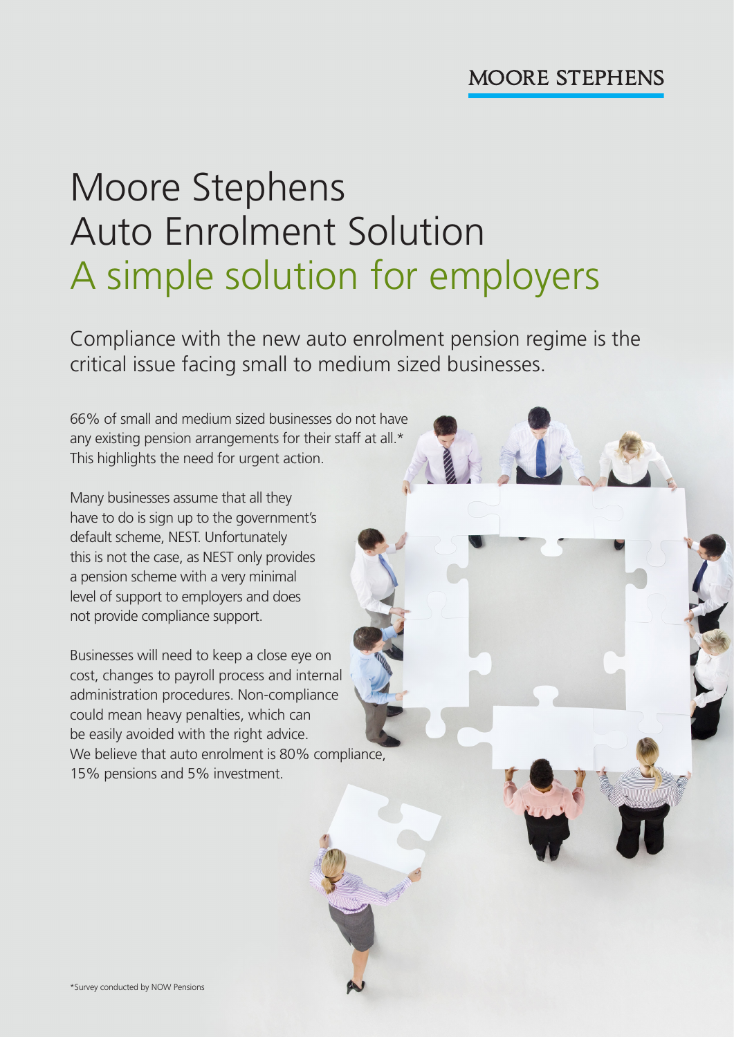MOORE STEPHENS

# Moore Stephens Auto Enrolment Solution
## A simple solution for employers

Compliance with the new auto enrolment pension regime is the critical issue facing small to medium sized businesses.

66% of small and medium sized businesses do not have any existing pension arrangements for their staff at all.* This highlights the need for urgent action.

Many businesses assume that all they have to do is sign up to the government's default scheme, NEST. Unfortunately this is not the case, as NEST only provides a pension scheme with a very minimal level of support to employers and does not provide compliance support.

Businesses will need to keep a close eye on cost, changes to payroll process and internal administration procedures. Non-compliance could mean heavy penalties, which can be easily avoided with the right advice. We believe that auto enrolment is 80% compliance, 15% pensions and 5% investment.

*Survey conducted by NOW Pensions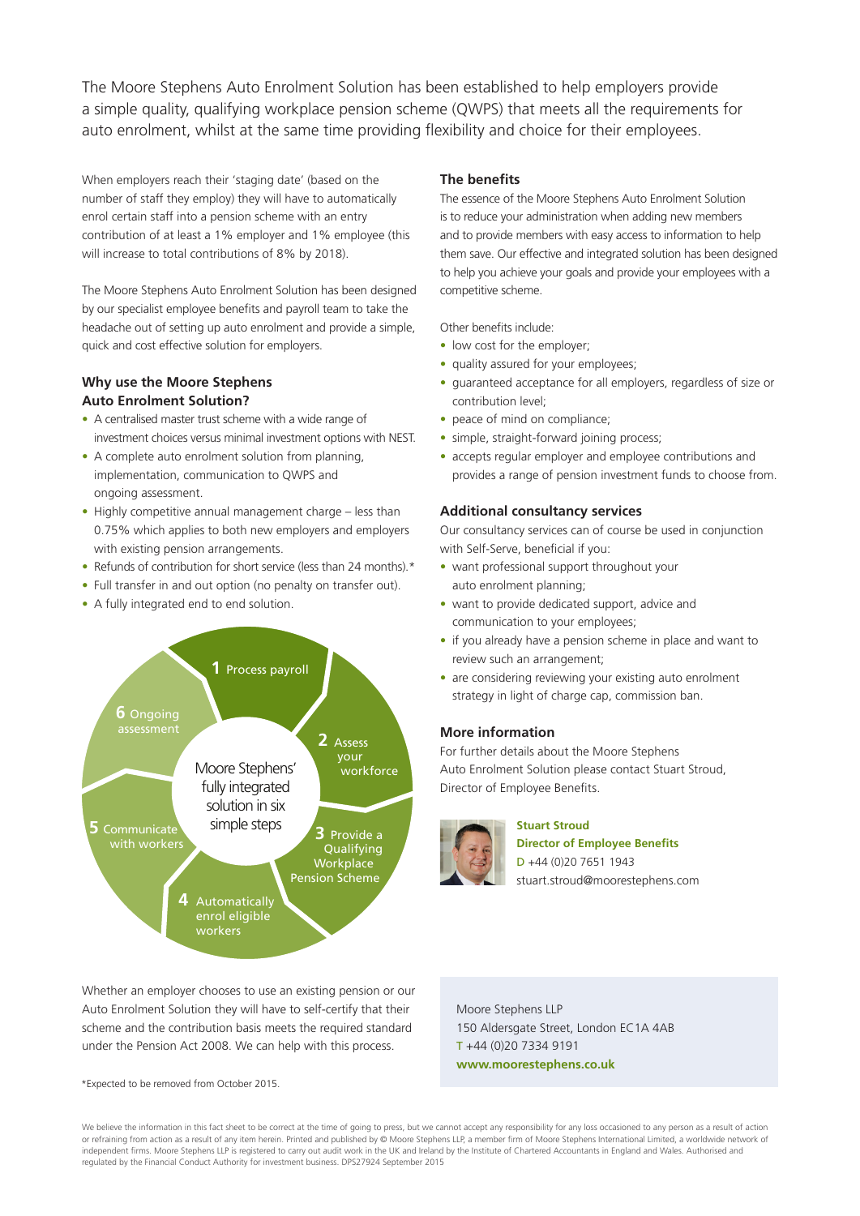The Moore Stephens Auto Enrolment Solution has been established to help employers provide a simple quality, qualifying workplace pension scheme (QWPS) that meets all the requirements for auto enrolment, whilst at the same time providing flexibility and choice for their employees.

When employers reach their 'staging date' (based on the number of staff they employ) they will have to automatically enrol certain staff into a pension scheme with an entry contribution of at least a 1% employer and 1% employee (this will increase to total contributions of 8% by 2018).

The Moore Stephens Auto Enrolment Solution has been designed by our specialist employee benefits and payroll team to take the headache out of setting up auto enrolment and provide a simple, quick and cost effective solution for employers.

### Why use the Moore Stephens Auto Enrolment Solution?

- A centralised master trust scheme with a wide range of investment choices versus minimal investment options with NEST.
- A complete auto enrolment solution from planning, implementation, communication to QWPS and ongoing assessment.
- Highly competitive annual management charge – less than 0.75% which applies to both new employers and employers with existing pension arrangements.
- Refunds of contribution for short service (less than 24 months).*
- Full transfer in and out option (no penalty on transfer out).
- A fully integrated end to end solution.

Moore Stephens' fully integrated solution in six simple steps

1 Process payroll

2 Assess your workforce

3 Provide a Qualifying Workplace Pension Scheme

4 Automatically enrol eligible workers

5 Communicate with workers

6 Ongoing assessment

Whether an employer chooses to use an existing pension or our Auto Enrolment Solution they will have to self-certify that their scheme and the contribution basis meets the required standard under the Pension Act 2008. We can help with this process.

*Expected to be removed from October 2015.

### The benefits

The essence of the Moore Stephens Auto Enrolment Solution is to reduce your administration when adding new members and to provide members with easy access to information to help them save. Our effective and integrated solution has been designed to help you achieve your goals and provide your employees with a competitive scheme.

Other benefits include:

- low cost for the employer;
- quality assured for your employees;
- guaranteed acceptance for all employers, regardless of size or contribution level;
- peace of mind on compliance;
- simple, straight-forward joining process;
- accepts regular employer and employee contributions and provides a range of pension investment funds to choose from.

### Additional consultancy services

Our consultancy services can of course be used in conjunction with Self-Serve, beneficial if you:

- want professional support throughout your auto enrolment planning;
- want to provide dedicated support, advice and communication to your employees;
- if you already have a pension scheme in place and want to review such an arrangement;
- are considering reviewing your existing auto enrolment strategy in light of charge cap, commission ban.

### More information

For further details about the Moore Stephens Auto Enrolment Solution please contact Stuart Stroud, Director of Employee Benefits.

**Stuart Stroud**
**Director of Employee Benefits**
D +44 (0)20 7651 1943
stuart.stroud@moorestephens.com

Moore Stephens LLP
150 Aldersgate Street, London EC1A 4AB
T +44 (0)20 7334 9191
**www.moorestephens.co.uk**

We believe the information in this fact sheet to be correct at the time of going to press, but we cannot accept any responsibility for any loss occasioned to any person as a result of action or refraining from action as a result of any item herein. Printed and published by © Moore Stephens LLP, a member firm of Moore Stephens International Limited, a worldwide network of independent firms. Moore Stephens LLP is registered to carry out audit work in the UK and Ireland by the Institute of Chartered Accountants in England and Wales. Authorised and regulated by the Financial Conduct Authority for investment business. DPS27924 September 2015